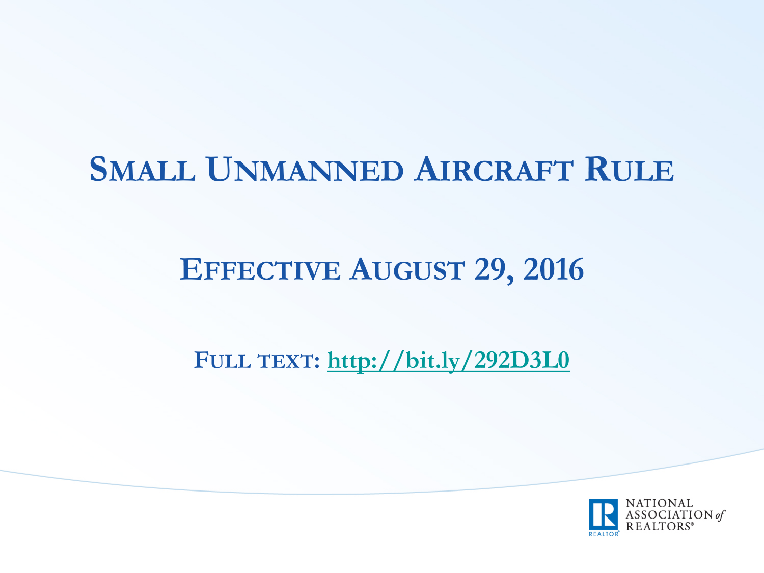# Small Unmanned Aircraft Rule

## Effective August 29, 2016

**Full text: [http://bit.ly/292D3L0](http://bit.ly/292D3L0)**

NATIONAL ASSOCIATION *of* REALTORS®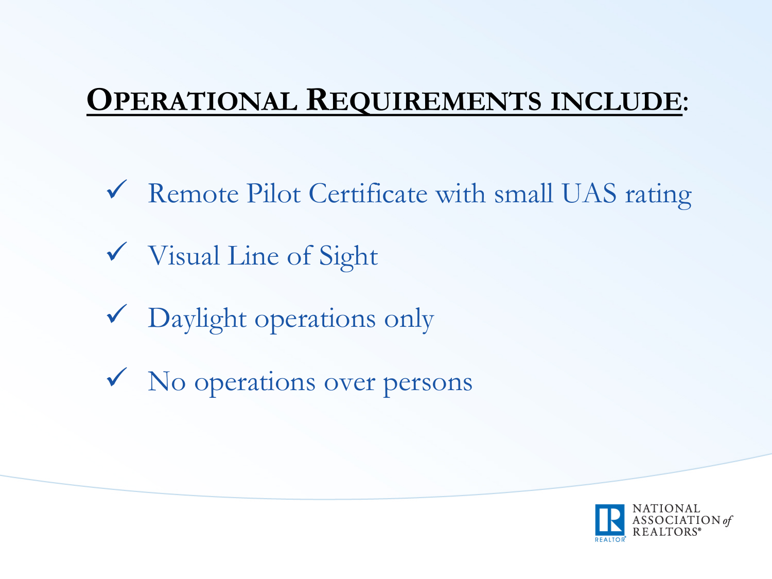## Operational Requirements include:

- ✓ Remote Pilot Certificate with small UAS rating
- ✓ Visual Line of Sight
- ✓ Daylight operations only
- ✓ No operations over persons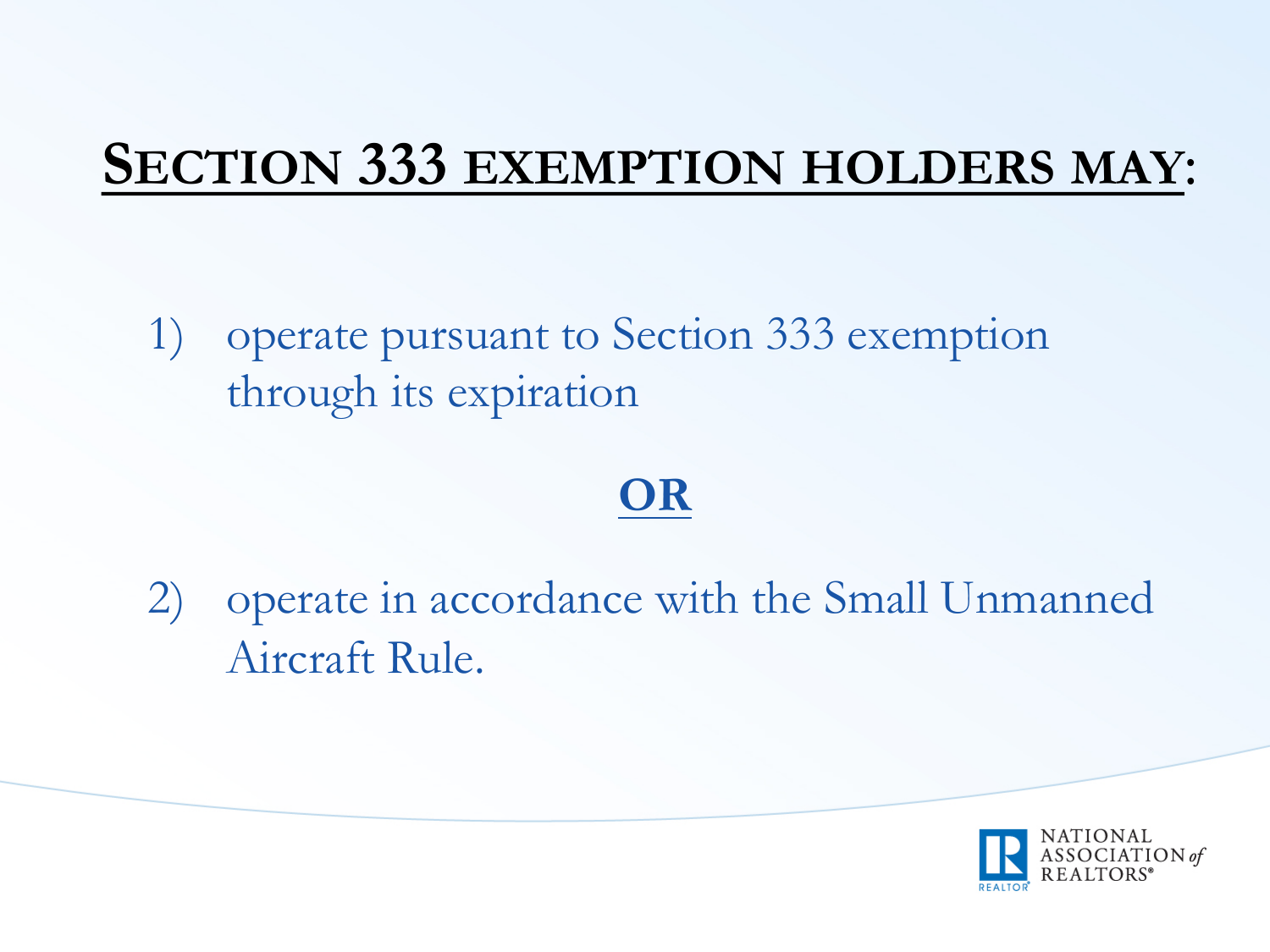## Section 333 exemption holders may:

1) operate pursuant to Section 333 exemption through its expiration

**OR**

2) operate in accordance with the Small Unmanned Aircraft Rule.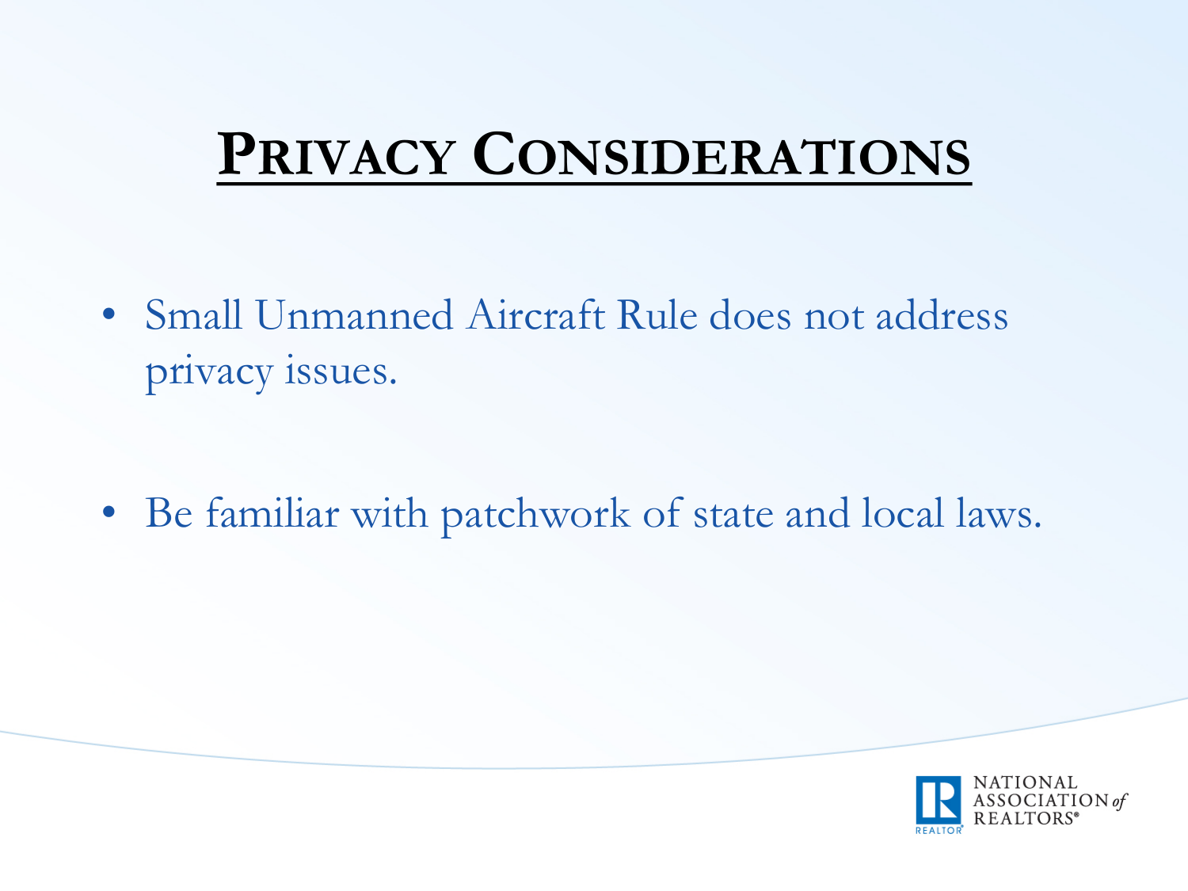# Privacy Considerations

- Small Unmanned Aircraft Rule does not address privacy issues.
- Be familiar with patchwork of state and local laws.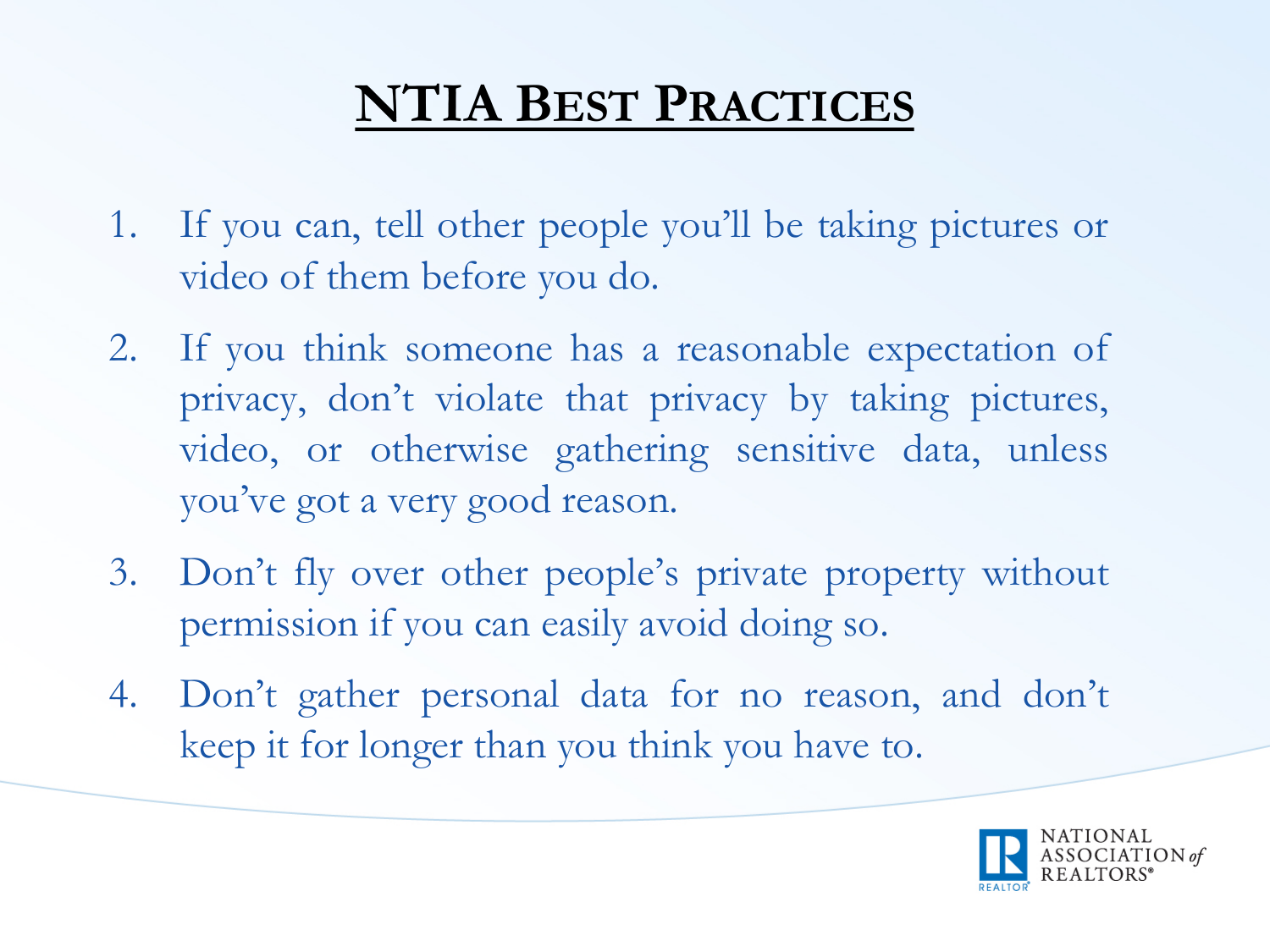# NTIA Best Practices

1. If you can, tell other people you'll be taking pictures or video of them before you do.
2. If you think someone has a reasonable expectation of privacy, don't violate that privacy by taking pictures, video, or otherwise gathering sensitive data, unless you've got a very good reason.
3. Don't fly over other people's private property without permission if you can easily avoid doing so.
4. Don't gather personal data for no reason, and don't keep it for longer than you think you have to.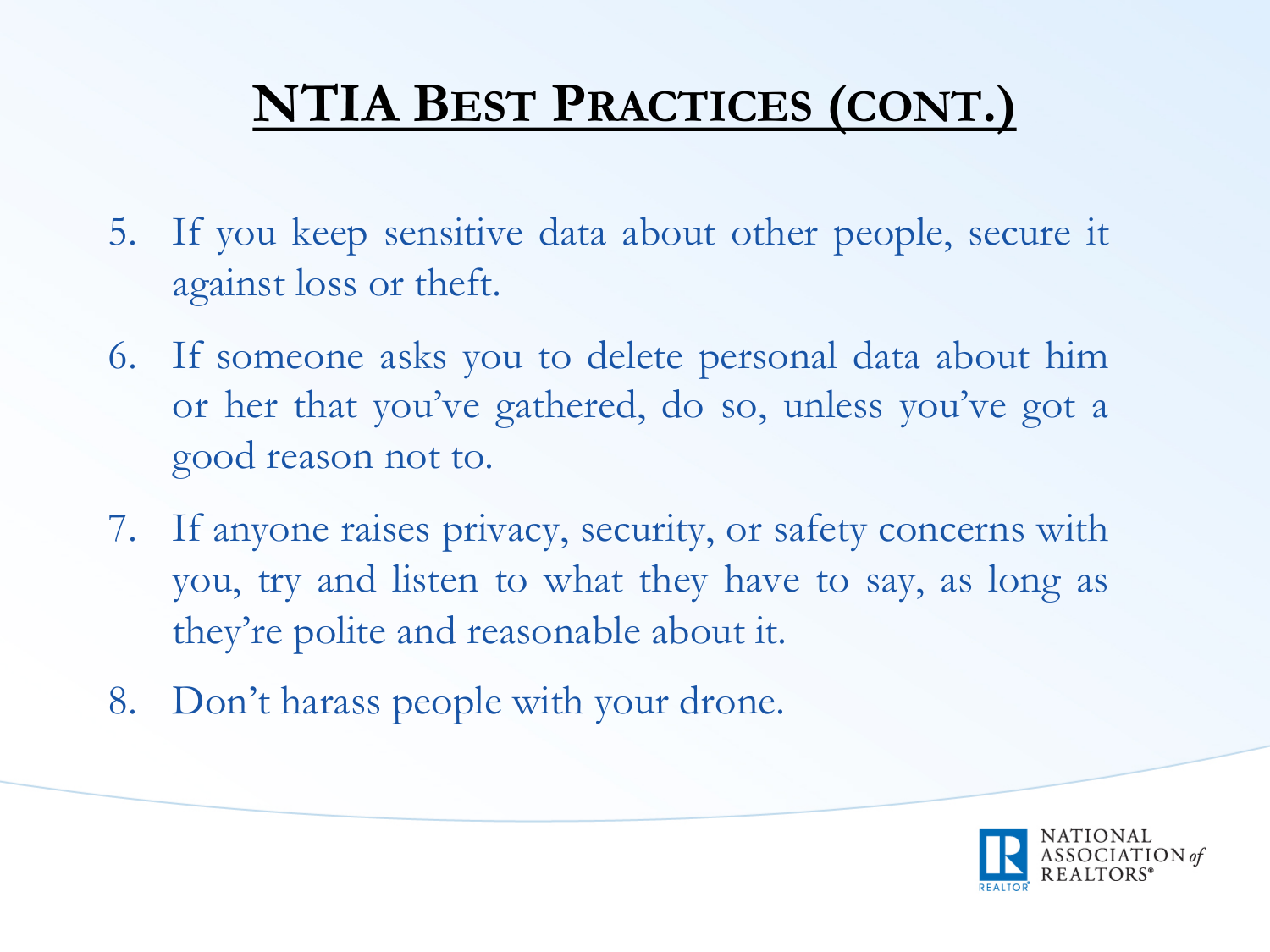# NTIA Best Practices (cont.)

5. If you keep sensitive data about other people, secure it against loss or theft.
6. If someone asks you to delete personal data about him or her that you've gathered, do so, unless you've got a good reason not to.
7. If anyone raises privacy, security, or safety concerns with you, try and listen to what they have to say, as long as they're polite and reasonable about it.
8. Don't harass people with your drone.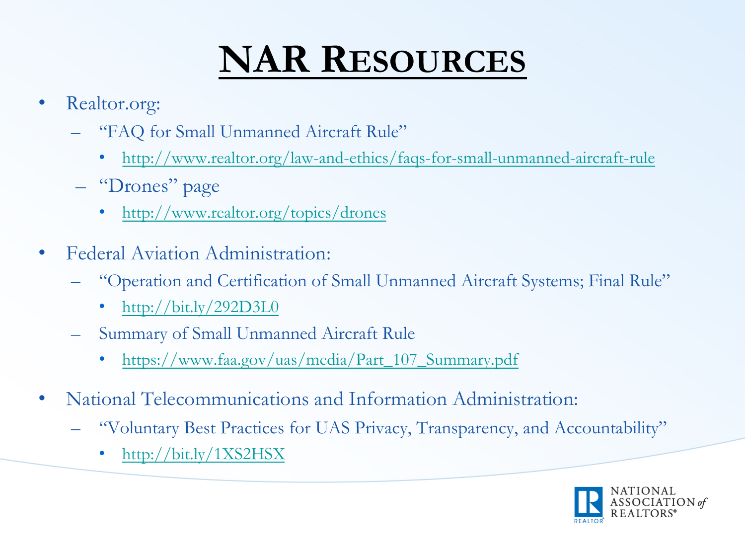# NAR Resources

- Realtor.org:
  - "FAQ for Small Unmanned Aircraft Rule"
    - http://www.realtor.org/law-and-ethics/faqs-for-small-unmanned-aircraft-rule
  - "Drones" page
    - http://www.realtor.org/topics/drones
- Federal Aviation Administration:
  - "Operation and Certification of Small Unmanned Aircraft Systems; Final Rule"
    - http://bit.ly/292D3L0
  - Summary of Small Unmanned Aircraft Rule
    - https://www.faa.gov/uas/media/Part_107_Summary.pdf
- National Telecommunications and Information Administration:
  - "Voluntary Best Practices for UAS Privacy, Transparency, and Accountability"
    - http://bit.ly/1XS2HSX

NATIONAL ASSOCIATION of REALTORS®